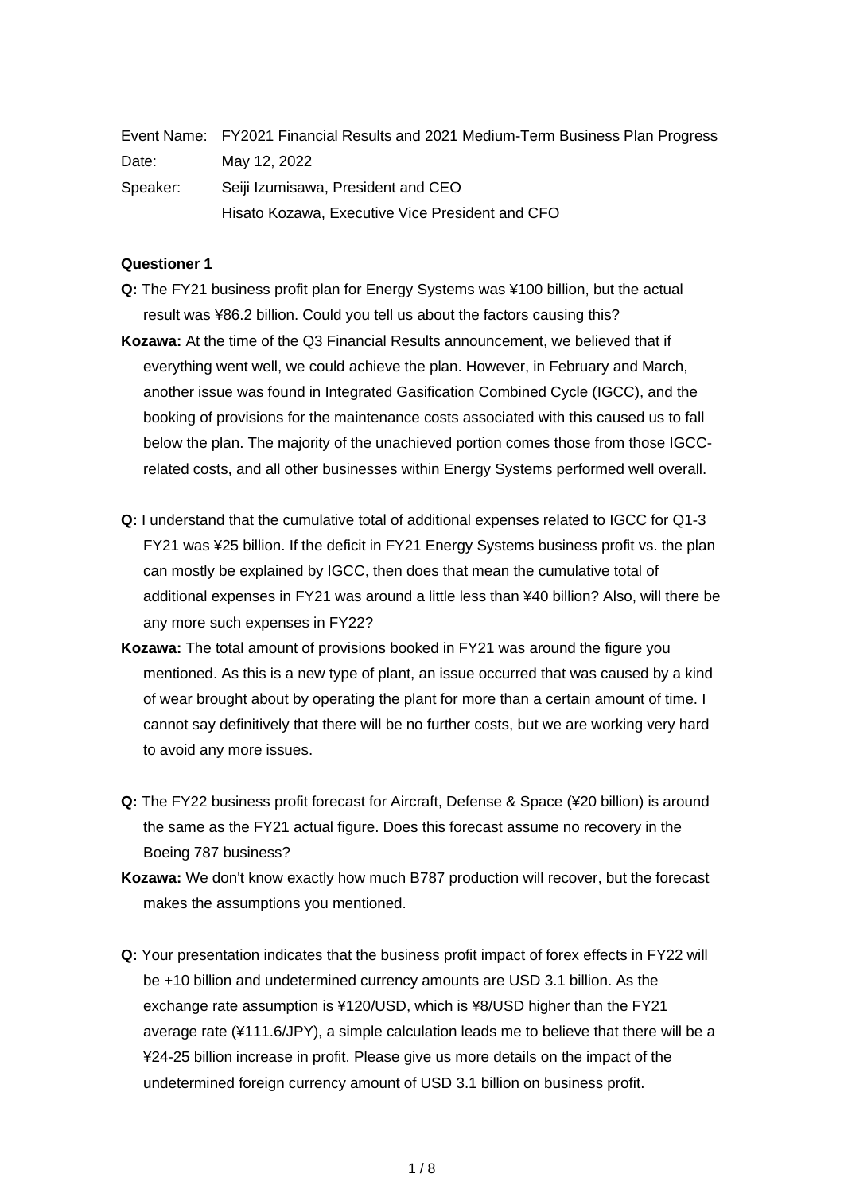Event Name: FY2021 Financial Results and 2021 Medium-Term Business Plan Progress

Date: May 12, 2022

Speaker: Seiji Izumisawa, President and CEO

Hisato Kozawa, Executive Vice President and CFO

**Questioner 1**

**Q:** The FY21 business profit plan for Energy Systems was ¥100 billion, but the actual result was ¥86.2 billion. Could you tell us about the factors causing this?

**Kozawa:** At the time of the Q3 Financial Results announcement, we believed that if everything went well, we could achieve the plan. However, in February and March, another issue was found in Integrated Gasification Combined Cycle (IGCC), and the booking of provisions for the maintenance costs associated with this caused us to fall below the plan. The majority of the unachieved portion comes those from those IGCC-related costs, and all other businesses within Energy Systems performed well overall.

**Q:** I understand that the cumulative total of additional expenses related to IGCC for Q1-3 FY21 was ¥25 billion. If the deficit in FY21 Energy Systems business profit vs. the plan can mostly be explained by IGCC, then does that mean the cumulative total of additional expenses in FY21 was around a little less than ¥40 billion? Also, will there be any more such expenses in FY22?

**Kozawa:** The total amount of provisions booked in FY21 was around the figure you mentioned. As this is a new type of plant, an issue occurred that was caused by a kind of wear brought about by operating the plant for more than a certain amount of time. I cannot say definitively that there will be no further costs, but we are working very hard to avoid any more issues.

**Q:** The FY22 business profit forecast for Aircraft, Defense & Space (¥20 billion) is around the same as the FY21 actual figure. Does this forecast assume no recovery in the Boeing 787 business?

**Kozawa:** We don't know exactly how much B787 production will recover, but the forecast makes the assumptions you mentioned.

**Q:** Your presentation indicates that the business profit impact of forex effects in FY22 will be +10 billion and undetermined currency amounts are USD 3.1 billion. As the exchange rate assumption is ¥120/USD, which is ¥8/USD higher than the FY21 average rate (¥111.6/JPY), a simple calculation leads me to believe that there will be a ¥24-25 billion increase in profit. Please give us more details on the impact of the undetermined foreign currency amount of USD 3.1 billion on business profit.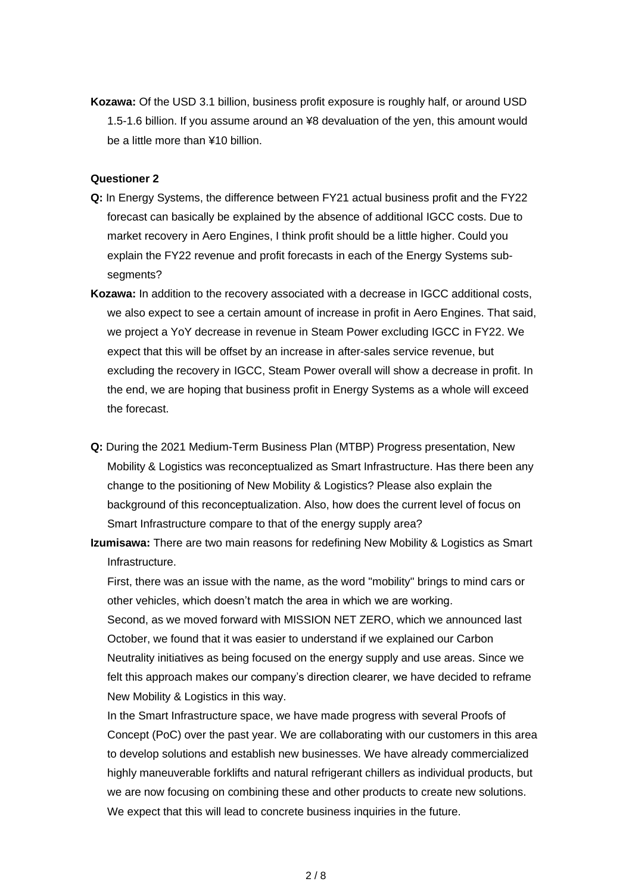**Kozawa:** Of the USD 3.1 billion, business profit exposure is roughly half, or around USD 1.5-1.6 billion. If you assume around an ¥8 devaluation of the yen, this amount would be a little more than ¥10 billion.

**Questioner 2**

**Q:** In Energy Systems, the difference between FY21 actual business profit and the FY22 forecast can basically be explained by the absence of additional IGCC costs. Due to market recovery in Aero Engines, I think profit should be a little higher. Could you explain the FY22 revenue and profit forecasts in each of the Energy Systems sub-segments?

**Kozawa:** In addition to the recovery associated with a decrease in IGCC additional costs, we also expect to see a certain amount of increase in profit in Aero Engines. That said, we project a YoY decrease in revenue in Steam Power excluding IGCC in FY22. We expect that this will be offset by an increase in after-sales service revenue, but excluding the recovery in IGCC, Steam Power overall will show a decrease in profit. In the end, we are hoping that business profit in Energy Systems as a whole will exceed the forecast.

**Q:** During the 2021 Medium-Term Business Plan (MTBP) Progress presentation, New Mobility & Logistics was reconceptualized as Smart Infrastructure. Has there been any change to the positioning of New Mobility & Logistics? Please also explain the background of this reconceptualization. Also, how does the current level of focus on Smart Infrastructure compare to that of the energy supply area?

**Izumisawa:** There are two main reasons for redefining New Mobility & Logistics as Smart Infrastructure.

First, there was an issue with the name, as the word "mobility" brings to mind cars or other vehicles, which doesn't match the area in which we are working.

Second, as we moved forward with MISSION NET ZERO, which we announced last October, we found that it was easier to understand if we explained our Carbon Neutrality initiatives as being focused on the energy supply and use areas. Since we felt this approach makes our company's direction clearer, we have decided to reframe New Mobility & Logistics in this way.

In the Smart Infrastructure space, we have made progress with several Proofs of Concept (PoC) over the past year. We are collaborating with our customers in this area to develop solutions and establish new businesses. We have already commercialized highly maneuverable forklifts and natural refrigerant chillers as individual products, but we are now focusing on combining these and other products to create new solutions. We expect that this will lead to concrete business inquiries in the future.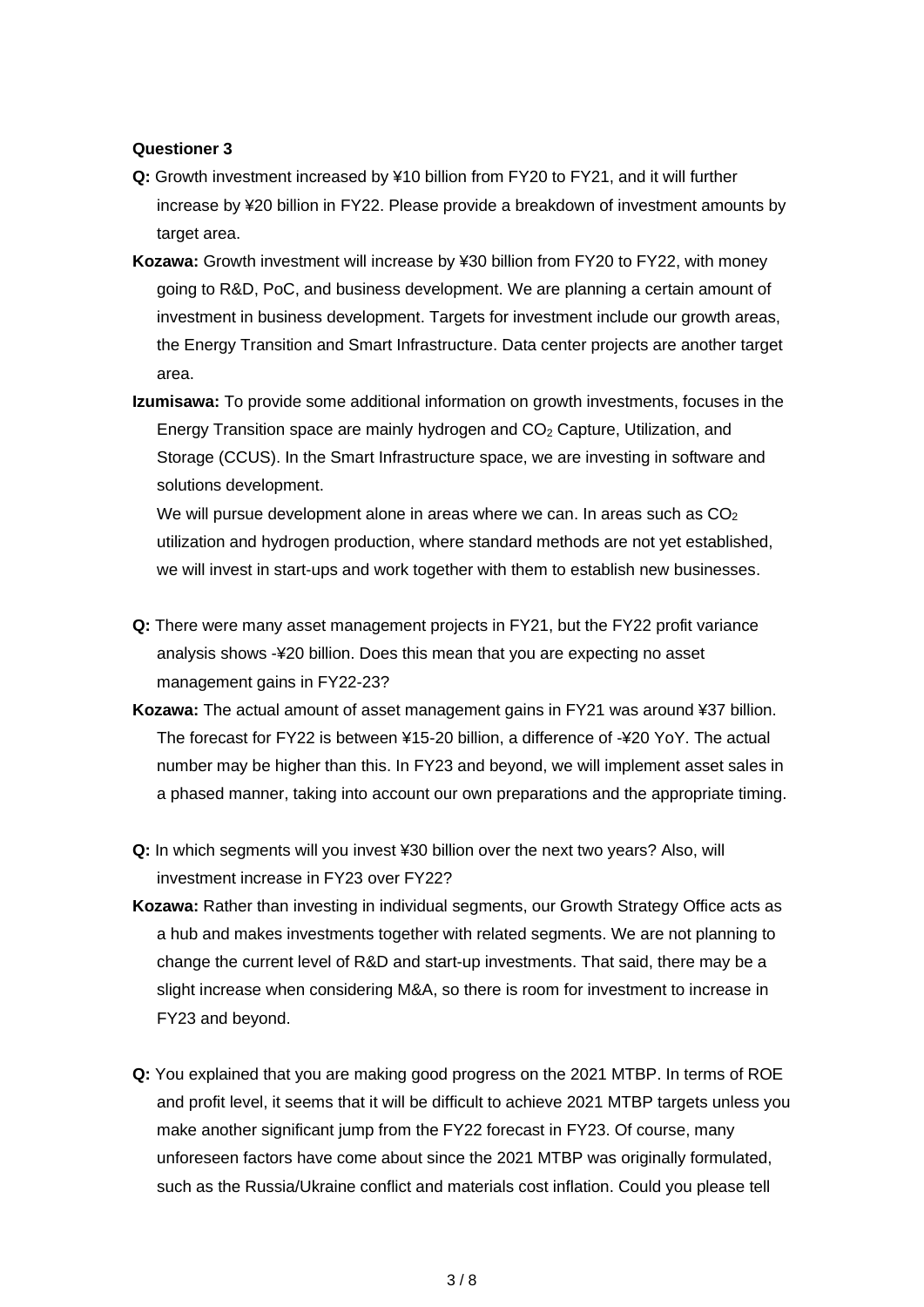**Questioner 3**

**Q:** Growth investment increased by ¥10 billion from FY20 to FY21, and it will further increase by ¥20 billion in FY22. Please provide a breakdown of investment amounts by target area.

**Kozawa:** Growth investment will increase by ¥30 billion from FY20 to FY22, with money going to R&D, PoC, and business development. We are planning a certain amount of investment in business development. Targets for investment include our growth areas, the Energy Transition and Smart Infrastructure. Data center projects are another target area.

**Izumisawa:** To provide some additional information on growth investments, focuses in the Energy Transition space are mainly hydrogen and $CO_2$ Capture, Utilization, and Storage (CCUS). In the Smart Infrastructure space, we are investing in software and solutions development.
We will pursue development alone in areas where we can. In areas such as $CO_2$ utilization and hydrogen production, where standard methods are not yet established, we will invest in start-ups and work together with them to establish new businesses.

**Q:** There were many asset management projects in FY21, but the FY22 profit variance analysis shows -¥20 billion. Does this mean that you are expecting no asset management gains in FY22-23?

**Kozawa:** The actual amount of asset management gains in FY21 was around ¥37 billion. The forecast for FY22 is between ¥15-20 billion, a difference of -¥20 YoY. The actual number may be higher than this. In FY23 and beyond, we will implement asset sales in a phased manner, taking into account our own preparations and the appropriate timing.

**Q:** In which segments will you invest ¥30 billion over the next two years? Also, will investment increase in FY23 over FY22?

**Kozawa:** Rather than investing in individual segments, our Growth Strategy Office acts as a hub and makes investments together with related segments. We are not planning to change the current level of R&D and start-up investments. That said, there may be a slight increase when considering M&A, so there is room for investment to increase in FY23 and beyond.

**Q:** You explained that you are making good progress on the 2021 MTBP. In terms of ROE and profit level, it seems that it will be difficult to achieve 2021 MTBP targets unless you make another significant jump from the FY22 forecast in FY23. Of course, many unforeseen factors have come about since the 2021 MTBP was originally formulated, such as the Russia/Ukraine conflict and materials cost inflation. Could you please tell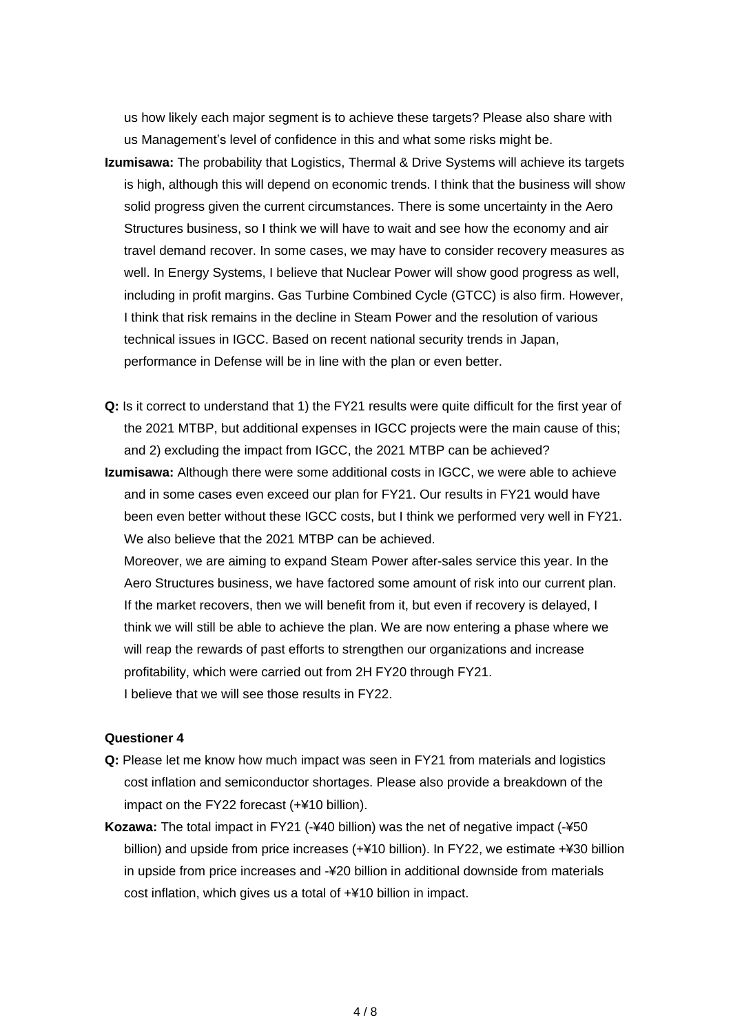us how likely each major segment is to achieve these targets? Please also share with us Management's level of confidence in this and what some risks might be.

**Izumisawa:** The probability that Logistics, Thermal & Drive Systems will achieve its targets is high, although this will depend on economic trends. I think that the business will show solid progress given the current circumstances. There is some uncertainty in the Aero Structures business, so I think we will have to wait and see how the economy and air travel demand recover. In some cases, we may have to consider recovery measures as well. In Energy Systems, I believe that Nuclear Power will show good progress as well, including in profit margins. Gas Turbine Combined Cycle (GTCC) is also firm. However, I think that risk remains in the decline in Steam Power and the resolution of various technical issues in IGCC. Based on recent national security trends in Japan, performance in Defense will be in line with the plan or even better.

**Q:** Is it correct to understand that 1) the FY21 results were quite difficult for the first year of the 2021 MTBP, but additional expenses in IGCC projects were the main cause of this; and 2) excluding the impact from IGCC, the 2021 MTBP can be achieved?

**Izumisawa:** Although there were some additional costs in IGCC, we were able to achieve and in some cases even exceed our plan for FY21. Our results in FY21 would have been even better without these IGCC costs, but I think we performed very well in FY21. We also believe that the 2021 MTBP can be achieved.
Moreover, we are aiming to expand Steam Power after-sales service this year. In the Aero Structures business, we have factored some amount of risk into our current plan. If the market recovers, then we will benefit from it, but even if recovery is delayed, I think we will still be able to achieve the plan. We are now entering a phase where we will reap the rewards of past efforts to strengthen our organizations and increase profitability, which were carried out from 2H FY20 through FY21.
I believe that we will see those results in FY22.

**Questioner 4**

**Q:** Please let me know how much impact was seen in FY21 from materials and logistics cost inflation and semiconductor shortages. Please also provide a breakdown of the impact on the FY22 forecast (+¥10 billion).

**Kozawa:** The total impact in FY21 (-¥40 billion) was the net of negative impact (-¥50 billion) and upside from price increases (+¥10 billion). In FY22, we estimate +¥30 billion in upside from price increases and -¥20 billion in additional downside from materials cost inflation, which gives us a total of +¥10 billion in impact.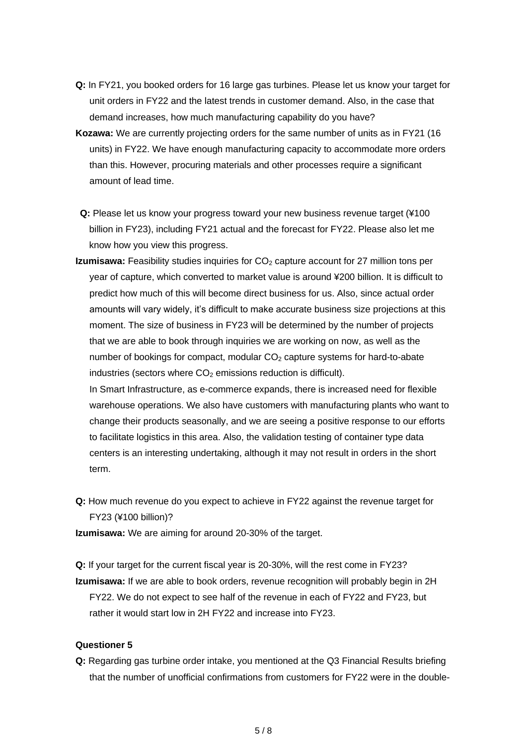**Q:** In FY21, you booked orders for 16 large gas turbines. Please let us know your target for unit orders in FY22 and the latest trends in customer demand. Also, in the case that demand increases, how much manufacturing capability do you have?

**Kozawa:** We are currently projecting orders for the same number of units as in FY21 (16 units) in FY22. We have enough manufacturing capacity to accommodate more orders than this. However, procuring materials and other processes require a significant amount of lead time.

**Q:** Please let us know your progress toward your new business revenue target (¥100 billion in FY23), including FY21 actual and the forecast for FY22. Please also let me know how you view this progress.

**Izumisawa:** Feasibility studies inquiries for $CO_2$ capture account for 27 million tons per year of capture, which converted to market value is around ¥200 billion. It is difficult to predict how much of this will become direct business for us. Also, since actual order amounts will vary widely, it's difficult to make accurate business size projections at this moment. The size of business in FY23 will be determined by the number of projects that we are able to book through inquiries we are working on now, as well as the number of bookings for compact, modular $CO_2$ capture systems for hard-to-abate industries (sectors where $CO_2$ emissions reduction is difficult).

In Smart Infrastructure, as e-commerce expands, there is increased need for flexible warehouse operations. We also have customers with manufacturing plants who want to change their products seasonally, and we are seeing a positive response to our efforts to facilitate logistics in this area. Also, the validation testing of container type data centers is an interesting undertaking, although it may not result in orders in the short term.

**Q:** How much revenue do you expect to achieve in FY22 against the revenue target for FY23 (¥100 billion)?

**Izumisawa:** We are aiming for around 20-30% of the target.

**Q:** If your target for the current fiscal year is 20-30%, will the rest come in FY23?

**Izumisawa:** If we are able to book orders, revenue recognition will probably begin in 2H FY22. We do not expect to see half of the revenue in each of FY22 and FY23, but rather it would start low in 2H FY22 and increase into FY23.

**Questioner 5**

**Q:** Regarding gas turbine order intake, you mentioned at the Q3 Financial Results briefing that the number of unofficial confirmations from customers for FY22 were in the double-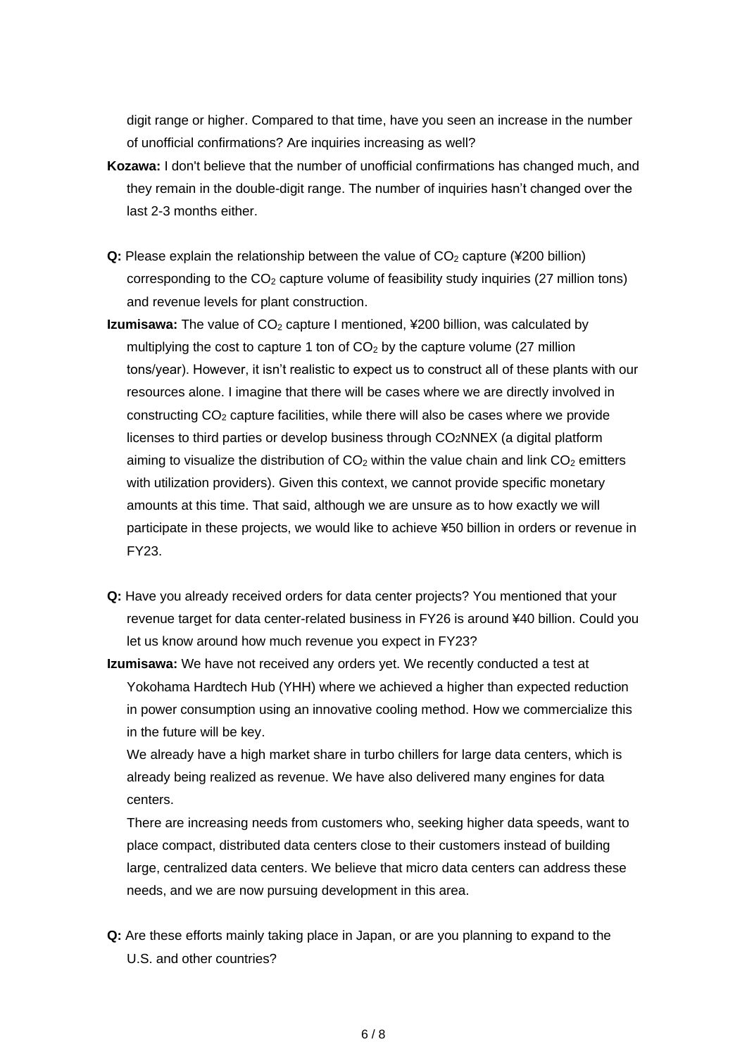digit range or higher. Compared to that time, have you seen an increase in the number of unofficial confirmations? Are inquiries increasing as well?

**Kozawa:** I don't believe that the number of unofficial confirmations has changed much, and they remain in the double-digit range. The number of inquiries hasn't changed over the last 2-3 months either.

**Q:** Please explain the relationship between the value of $CO_2$ capture (¥200 billion) corresponding to the $CO_2$ capture volume of feasibility study inquiries (27 million tons) and revenue levels for plant construction.

**Izumisawa:** The value of $CO_2$ capture I mentioned, ¥200 billion, was calculated by multiplying the cost to capture 1 ton of $CO_2$ by the capture volume (27 million tons/year). However, it isn't realistic to expect us to construct all of these plants with our resources alone. I imagine that there will be cases where we are directly involved in constructing $CO_2$ capture facilities, while there will also be cases where we provide licenses to third parties or develop business through CO2NNEX (a digital platform aiming to visualize the distribution of $CO_2$ within the value chain and link $CO_2$ emitters with utilization providers). Given this context, we cannot provide specific monetary amounts at this time. That said, although we are unsure as to how exactly we will participate in these projects, we would like to achieve ¥50 billion in orders or revenue in FY23.

**Q:** Have you already received orders for data center projects? You mentioned that your revenue target for data center-related business in FY26 is around ¥40 billion. Could you let us know around how much revenue you expect in FY23?

**Izumisawa:** We have not received any orders yet. We recently conducted a test at Yokohama Hardtech Hub (YHH) where we achieved a higher than expected reduction in power consumption using an innovative cooling method. How we commercialize this in the future will be key.

We already have a high market share in turbo chillers for large data centers, which is already being realized as revenue. We have also delivered many engines for data centers.

There are increasing needs from customers who, seeking higher data speeds, want to place compact, distributed data centers close to their customers instead of building large, centralized data centers. We believe that micro data centers can address these needs, and we are now pursuing development in this area.

**Q:** Are these efforts mainly taking place in Japan, or are you planning to expand to the U.S. and other countries?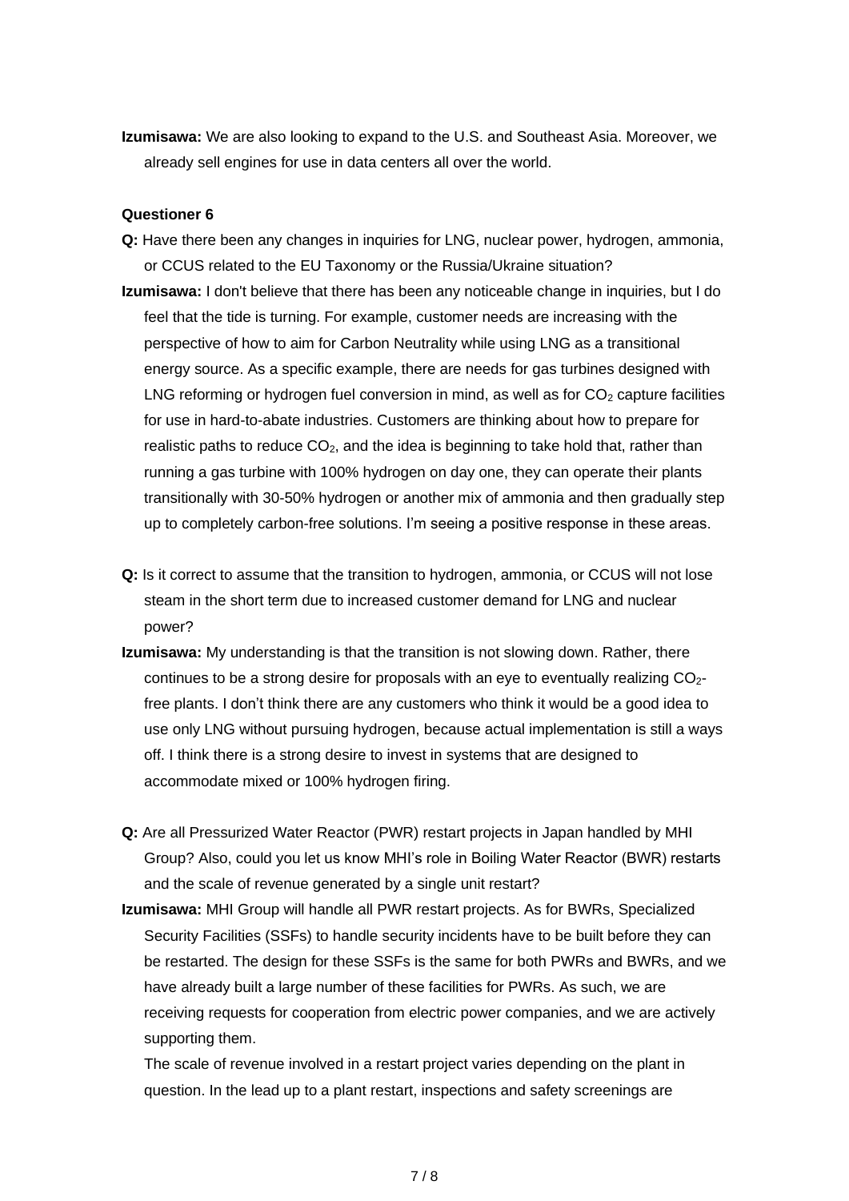**Izumisawa:** We are also looking to expand to the U.S. and Southeast Asia. Moreover, we already sell engines for use in data centers all over the world.

**Questioner 6**

**Q:** Have there been any changes in inquiries for LNG, nuclear power, hydrogen, ammonia, or CCUS related to the EU Taxonomy or the Russia/Ukraine situation?

**Izumisawa:** I don't believe that there has been any noticeable change in inquiries, but I do feel that the tide is turning. For example, customer needs are increasing with the perspective of how to aim for Carbon Neutrality while using LNG as a transitional energy source. As a specific example, there are needs for gas turbines designed with LNG reforming or hydrogen fuel conversion in mind, as well as for $CO_2$ capture facilities for use in hard-to-abate industries. Customers are thinking about how to prepare for realistic paths to reduce $CO_2$, and the idea is beginning to take hold that, rather than running a gas turbine with 100% hydrogen on day one, they can operate their plants transitionally with 30-50% hydrogen or another mix of ammonia and then gradually step up to completely carbon-free solutions. I'm seeing a positive response in these areas.

**Q:** Is it correct to assume that the transition to hydrogen, ammonia, or CCUS will not lose steam in the short term due to increased customer demand for LNG and nuclear power?

**Izumisawa:** My understanding is that the transition is not slowing down. Rather, there continues to be a strong desire for proposals with an eye to eventually realizing $CO_2$-free plants. I don't think there are any customers who think it would be a good idea to use only LNG without pursuing hydrogen, because actual implementation is still a ways off. I think there is a strong desire to invest in systems that are designed to accommodate mixed or 100% hydrogen firing.

**Q:** Are all Pressurized Water Reactor (PWR) restart projects in Japan handled by MHI Group? Also, could you let us know MHI's role in Boiling Water Reactor (BWR) restarts and the scale of revenue generated by a single unit restart?

**Izumisawa:** MHI Group will handle all PWR restart projects. As for BWRs, Specialized Security Facilities (SSFs) to handle security incidents have to be built before they can be restarted. The design for these SSFs is the same for both PWRs and BWRs, and we have already built a large number of these facilities for PWRs. As such, we are receiving requests for cooperation from electric power companies, and we are actively supporting them.

The scale of revenue involved in a restart project varies depending on the plant in question. In the lead up to a plant restart, inspections and safety screenings are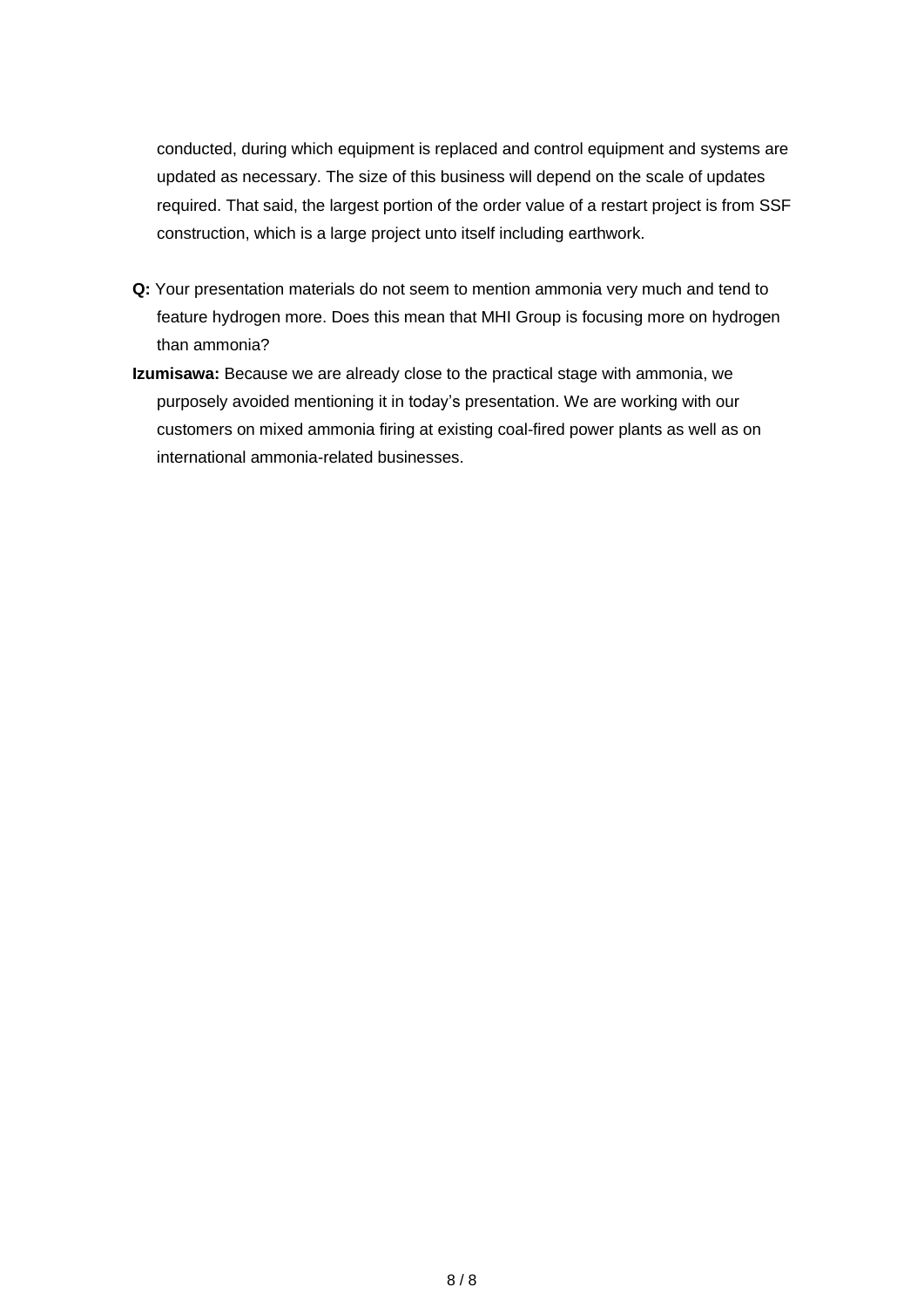conducted, during which equipment is replaced and control equipment and systems are updated as necessary. The size of this business will depend on the scale of updates required. That said, the largest portion of the order value of a restart project is from SSF construction, which is a large project unto itself including earthwork.

**Q:** Your presentation materials do not seem to mention ammonia very much and tend to feature hydrogen more. Does this mean that MHI Group is focusing more on hydrogen than ammonia?

**Izumisawa:** Because we are already close to the practical stage with ammonia, we purposely avoided mentioning it in today's presentation. We are working with our customers on mixed ammonia firing at existing coal-fired power plants as well as on international ammonia-related businesses.